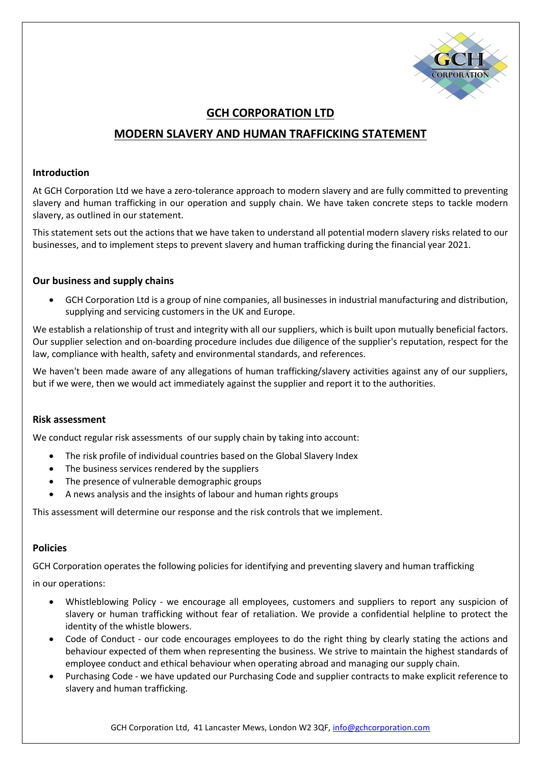# GCH CORPORATION LTD

## MODERN SLAVERY AND HUMAN TRAFFICKING STATEMENT

### Introduction

At GCH Corporation Ltd we have a zero-tolerance approach to modern slavery and are fully committed to preventing slavery and human trafficking in our operation and supply chain. We have taken concrete steps to tackle modern slavery, as outlined in our statement.

This statement sets out the actions that we have taken to understand all potential modern slavery risks related to our businesses, and to implement steps to prevent slavery and human trafficking during the financial year 2021.

### Our business and supply chains

- GCH Corporation Ltd is a group of nine companies, all businesses in industrial manufacturing and distribution, supplying and servicing customers in the UK and Europe.

We establish a relationship of trust and integrity with all our suppliers, which is built upon mutually beneficial factors. Our supplier selection and on-boarding procedure includes due diligence of the supplier's reputation, respect for the law, compliance with health, safety and environmental standards, and references.

We haven't been made aware of any allegations of human trafficking/slavery activities against any of our suppliers, but if we were, then we would act immediately against the supplier and report it to the authorities.

### Risk assessment

We conduct regular risk assessments of our supply chain by taking into account:

- The risk profile of individual countries based on the Global Slavery Index
- The business services rendered by the suppliers
- The presence of vulnerable demographic groups
- A news analysis and the insights of labour and human rights groups

This assessment will determine our response and the risk controls that we implement.

### Policies

GCH Corporation operates the following policies for identifying and preventing slavery and human trafficking in our operations:

- Whistleblowing Policy - we encourage all employees, customers and suppliers to report any suspicion of slavery or human trafficking without fear of retaliation. We provide a confidential helpline to protect the identity of the whistle blowers.
- Code of Conduct - our code encourages employees to do the right thing by clearly stating the actions and behaviour expected of them when representing the business. We strive to maintain the highest standards of employee conduct and ethical behaviour when operating abroad and managing our supply chain.
- Purchasing Code - we have updated our Purchasing Code and supplier contracts to make explicit reference to slavery and human trafficking.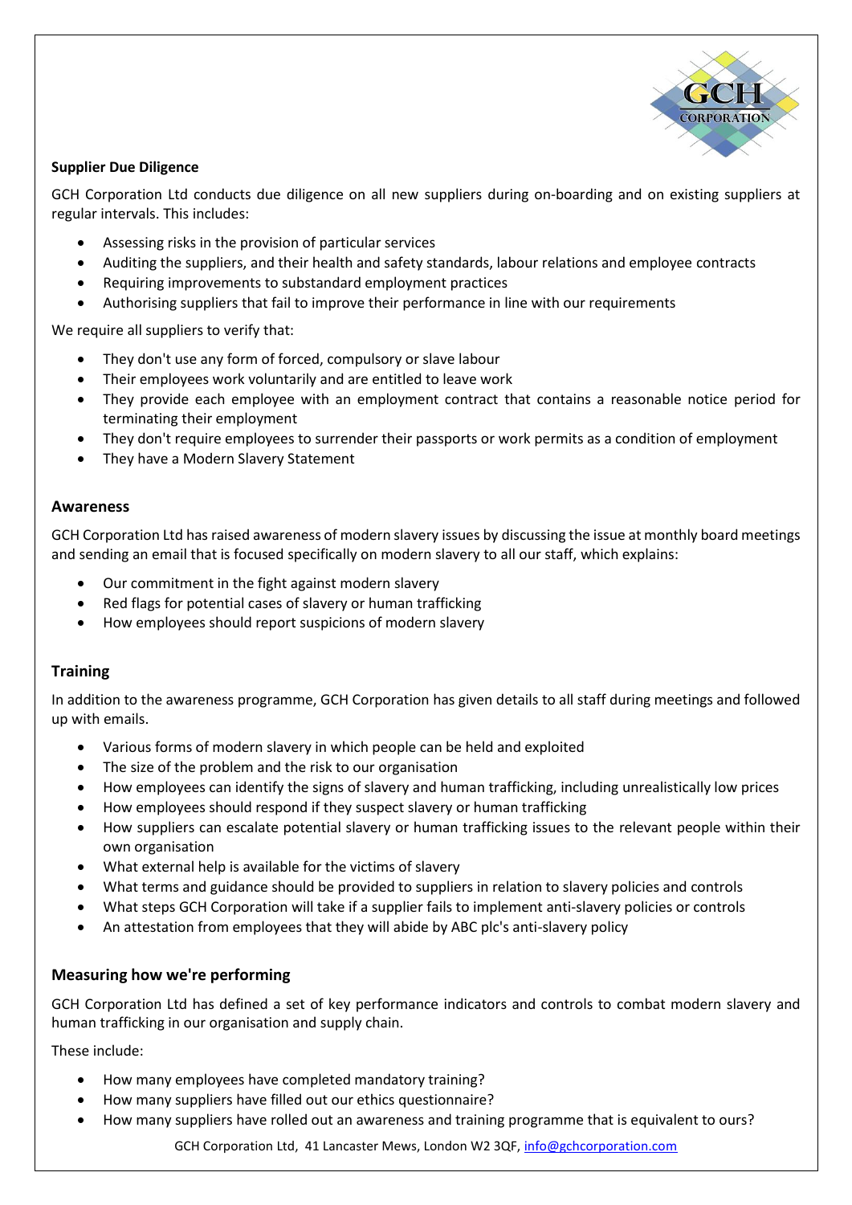**Supplier Due Diligence**

GCH Corporation Ltd conducts due diligence on all new suppliers during on-boarding and on existing suppliers at regular intervals. This includes:

- Assessing risks in the provision of particular services
- Auditing the suppliers, and their health and safety standards, labour relations and employee contracts
- Requiring improvements to substandard employment practices
- Authorising suppliers that fail to improve their performance in line with our requirements

We require all suppliers to verify that:

- They don't use any form of forced, compulsory or slave labour
- Their employees work voluntarily and are entitled to leave work
- They provide each employee with an employment contract that contains a reasonable notice period for terminating their employment
- They don't require employees to surrender their passports or work permits as a condition of employment
- They have a Modern Slavery Statement

## Awareness

GCH Corporation Ltd has raised awareness of modern slavery issues by discussing the issue at monthly board meetings and sending an email that is focused specifically on modern slavery to all our staff, which explains:

- Our commitment in the fight against modern slavery
- Red flags for potential cases of slavery or human trafficking
- How employees should report suspicions of modern slavery

## Training

In addition to the awareness programme, GCH Corporation has given details to all staff during meetings and followed up with emails.

- Various forms of modern slavery in which people can be held and exploited
- The size of the problem and the risk to our organisation
- How employees can identify the signs of slavery and human trafficking, including unrealistically low prices
- How employees should respond if they suspect slavery or human trafficking
- How suppliers can escalate potential slavery or human trafficking issues to the relevant people within their own organisation
- What external help is available for the victims of slavery
- What terms and guidance should be provided to suppliers in relation to slavery policies and controls
- What steps GCH Corporation will take if a supplier fails to implement anti-slavery policies or controls
- An attestation from employees that they will abide by ABC plc's anti-slavery policy

## Measuring how we're performing

GCH Corporation Ltd has defined a set of key performance indicators and controls to combat modern slavery and human trafficking in our organisation and supply chain.

These include:

- How many employees have completed mandatory training?
- How many suppliers have filled out our ethics questionnaire?
- How many suppliers have rolled out an awareness and training programme that is equivalent to ours?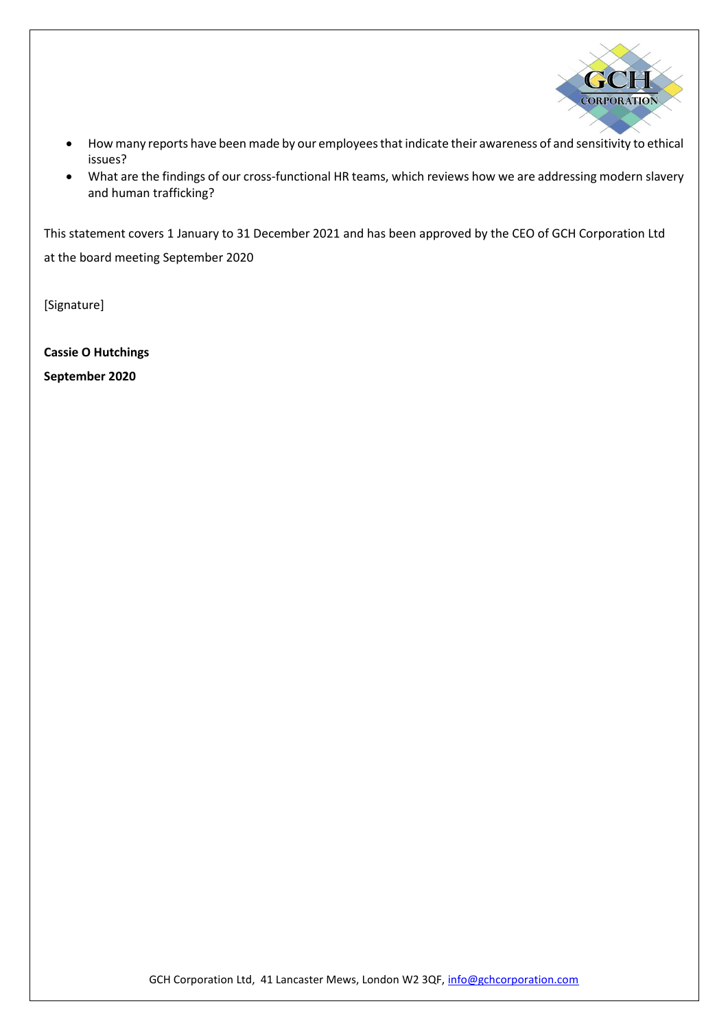- How many reports have been made by our employees that indicate their awareness of and sensitivity to ethical issues?
- What are the findings of our cross-functional HR teams, which reviews how we are addressing modern slavery and human trafficking?

This statement covers 1 January to 31 December 2021 and has been approved by the CEO of GCH Corporation Ltd at the board meeting September 2020

[Signature]

**Cassie O Hutchings**

**September 2020**